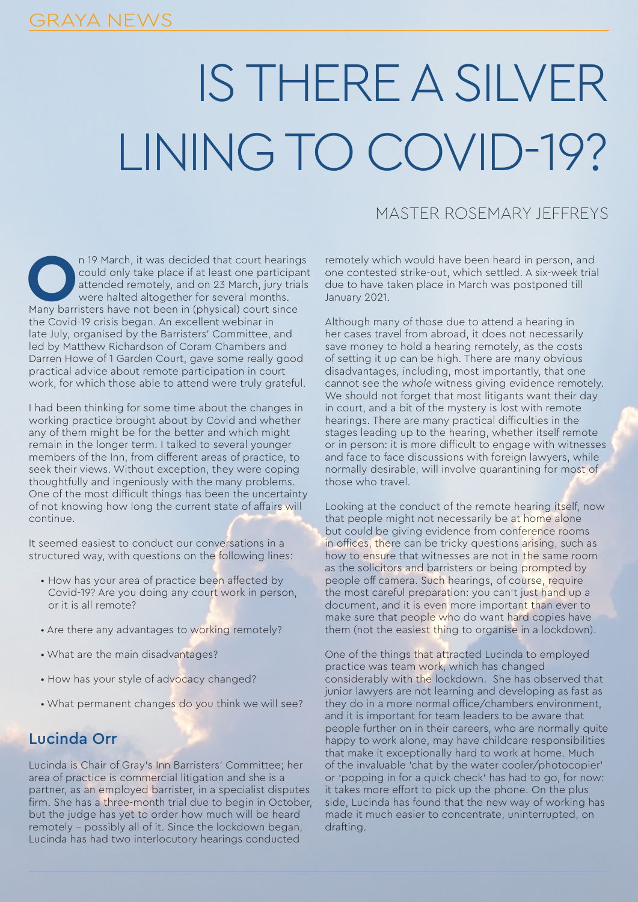# IS THERE A SILVER LINING TO COVID-19?

MASTER ROSEMARY JEFFREYS

On 19 March, it was decided that court hearings could only take place if at least one participant attended remotely, and on 23 March, jury trials were halted altogether for several months. Many barristers have not been in (physical) court since the Covid-19 crisis began. An excellent webinar in late July, organised by the Barristers' Committee, and led by Matthew Richardson of Coram Chambers and Darren Howe of 1 Garden Court, gave some really good practical advice about remote participation in court work, for which those able to attend were truly grateful.

I had been thinking for some time about the changes in working practice brought about by Covid and whether any of them might be for the better and which might remain in the longer term. I talked to several younger members of the Inn, from different areas of practice, to seek their views. Without exception, they were coping thoughtfully and ingeniously with the many problems. One of the most difficult things has been the uncertainty of not knowing how long the current state of affairs will continue.

It seemed easiest to conduct our conversations in a structured way, with questions on the following lines:

- How has your area of practice been affected by Covid-19? Are you doing any court work in person, or it is all remote?
- Are there any advantages to working remotely?
- What are the main disadvantages?
- How has your style of advocacy changed?
- What permanent changes do you think we will see?

## Lucinda Orr

Lucinda is Chair of Gray's Inn Barristers' Committee; her area of practice is commercial litigation and she is a partner, as an employed barrister, in a specialist disputes firm. She has a three-month trial due to begin in October, but the judge has yet to order how much will be heard remotely – possibly all of it. Since the lockdown began, Lucinda has had two interlocutory hearings conducted remotely which would have been heard in person, and one contested strike-out, which settled. A six-week trial due to have taken place in March was postponed till January 2021.

Although many of those due to attend a hearing in her cases travel from abroad, it does not necessarily save money to hold a hearing remotely, as the costs of setting it up can be high. There are many obvious disadvantages, including, most importantly, that one cannot see the *whole* witness giving evidence remotely. We should not forget that most litigants want their day in court, and a bit of the mystery is lost with remote hearings. There are many practical difficulties in the stages leading up to the hearing, whether itself remote or in person: it is more difficult to engage with witnesses and face to face discussions with foreign lawyers, while normally desirable, will involve quarantining for most of those who travel.

Looking at the conduct of the remote hearing itself, now that people might not necessarily be at home alone but could be giving evidence from conference rooms in offices, there can be tricky questions arising, such as how to ensure that witnesses are not in the same room as the solicitors and barristers or being prompted by people off camera. Such hearings, of course, require the most careful preparation: you can't just hand up a document, and it is even more important than ever to make sure that people who do want hard copies have them (not the easiest thing to organise in a lockdown).

One of the things that attracted Lucinda to employed practice was team work, which has changed considerably with the lockdown. She has observed that junior lawyers are not learning and developing as fast as they do in a more normal office/chambers environment, and it is important for team leaders to be aware that people further on in their careers, who are normally quite happy to work alone, may have childcare responsibilities that make it exceptionally hard to work at home. Much of the invaluable 'chat by the water cooler/photocopier' or 'popping in for a quick check' has had to go, for now: it takes more effort to pick up the phone. On the plus side, Lucinda has found that the new way of working has made it much easier to concentrate, uninterrupted, on drafting.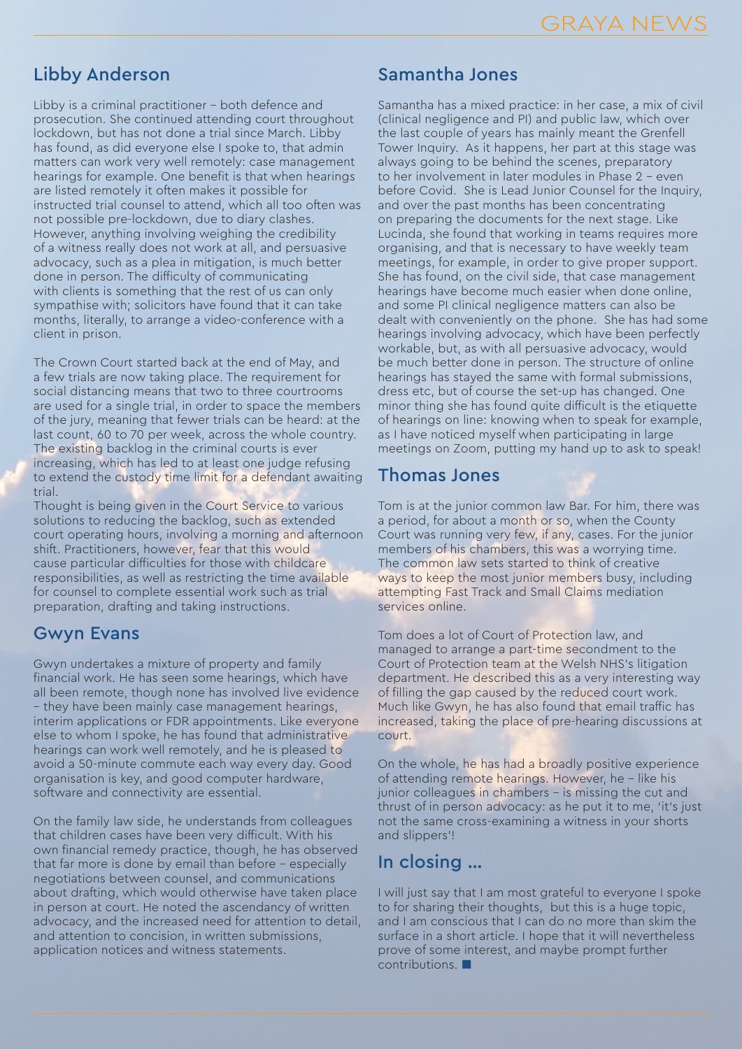## Libby Anderson

Libby is a criminal practitioner – both defence and prosecution. She continued attending court throughout lockdown, but has not done a trial since March. Libby has found, as did everyone else I spoke to, that admin matters can work very well remotely: case management hearings for example. One benefit is that when hearings are listed remotely it often makes it possible for instructed trial counsel to attend, which all too often was not possible pre-lockdown, due to diary clashes. However, anything involving weighing the credibility of a witness really does not work at all, and persuasive advocacy, such as a plea in mitigation, is much better done in person. The difficulty of communicating with clients is something that the rest of us can only sympathise with; solicitors have found that it can take months, literally, to arrange a video-conference with a client in prison.

The Crown Court started back at the end of May, and a few trials are now taking place. The requirement for social distancing means that two to three courtrooms are used for a single trial, in order to space the members of the jury, meaning that fewer trials can be heard: at the last count, 60 to 70 per week, across the whole country. The existing backlog in the criminal courts is ever increasing, which has led to at least one judge refusing to extend the custody time limit for a defendant awaiting trial.

Thought is being given in the Court Service to various solutions to reducing the backlog, such as extended court operating hours, involving a morning and afternoon shift. Practitioners, however, fear that this would cause particular difficulties for those with childcare responsibilities, as well as restricting the time available for counsel to complete essential work such as trial preparation, drafting and taking instructions.

## Gwyn Evans

Gwyn undertakes a mixture of property and family financial work. He has seen some hearings, which have all been remote, though none has involved live evidence – they have been mainly case management hearings, interim applications or FDR appointments. Like everyone else to whom I spoke, he has found that administrative hearings can work well remotely, and he is pleased to avoid a 50-minute commute each way every day. Good organisation is key, and good computer hardware, software and connectivity are essential.

On the family law side, he understands from colleagues that children cases have been very difficult. With his own financial remedy practice, though, he has observed that far more is done by email than before – especially negotiations between counsel, and communications about drafting, which would otherwise have taken place in person at court. He noted the ascendancy of written advocacy, and the increased need for attention to detail, and attention to concision, in written submissions, application notices and witness statements.

## Samantha Jones

Samantha has a mixed practice: in her case, a mix of civil (clinical negligence and PI) and public law, which over the last couple of years has mainly meant the Grenfell Tower Inquiry. As it happens, her part at this stage was always going to be behind the scenes, preparatory to her involvement in later modules in Phase 2 – even before Covid. She is Lead Junior Counsel for the Inquiry, and over the past months has been concentrating on preparing the documents for the next stage. Like Lucinda, she found that working in teams requires more organising, and that is necessary to have weekly team meetings, for example, in order to give proper support. She has found, on the civil side, that case management hearings have become much easier when done online, and some PI clinical negligence matters can also be dealt with conveniently on the phone. She has had some hearings involving advocacy, which have been perfectly workable, but, as with all persuasive advocacy, would be much better done in person. The structure of online hearings has stayed the same with formal submissions, dress etc, but of course the set-up has changed. One minor thing she has found quite difficult is the etiquette of hearings on line: knowing when to speak for example, as I have noticed myself when participating in large meetings on Zoom, putting my hand up to ask to speak!

## Thomas Jones

Tom is at the junior common law Bar. For him, there was a period, for about a month or so, when the County Court was running very few, if any, cases. For the junior members of his chambers, this was a worrying time. The common law sets started to think of creative ways to keep the most junior members busy, including attempting Fast Track and Small Claims mediation services online.

Tom does a lot of Court of Protection law, and managed to arrange a part-time secondment to the Court of Protection team at the Welsh NHS's litigation department. He described this as a very interesting way of filling the gap caused by the reduced court work. Much like Gwyn, he has also found that email traffic has increased, taking the place of pre-hearing discussions at court.

On the whole, he has had a broadly positive experience of attending remote hearings. However, he – like his junior colleagues in chambers – is missing the cut and thrust of in person advocacy: as he put it to me, 'it's just not the same cross-examining a witness in your shorts and slippers'!

## In closing ...

I will just say that I am most grateful to everyone I spoke to for sharing their thoughts, but this is a huge topic, and I am conscious that I can do no more than skim the surface in a short article. I hope that it will nevertheless prove of some interest, and maybe prompt further contributions. ■